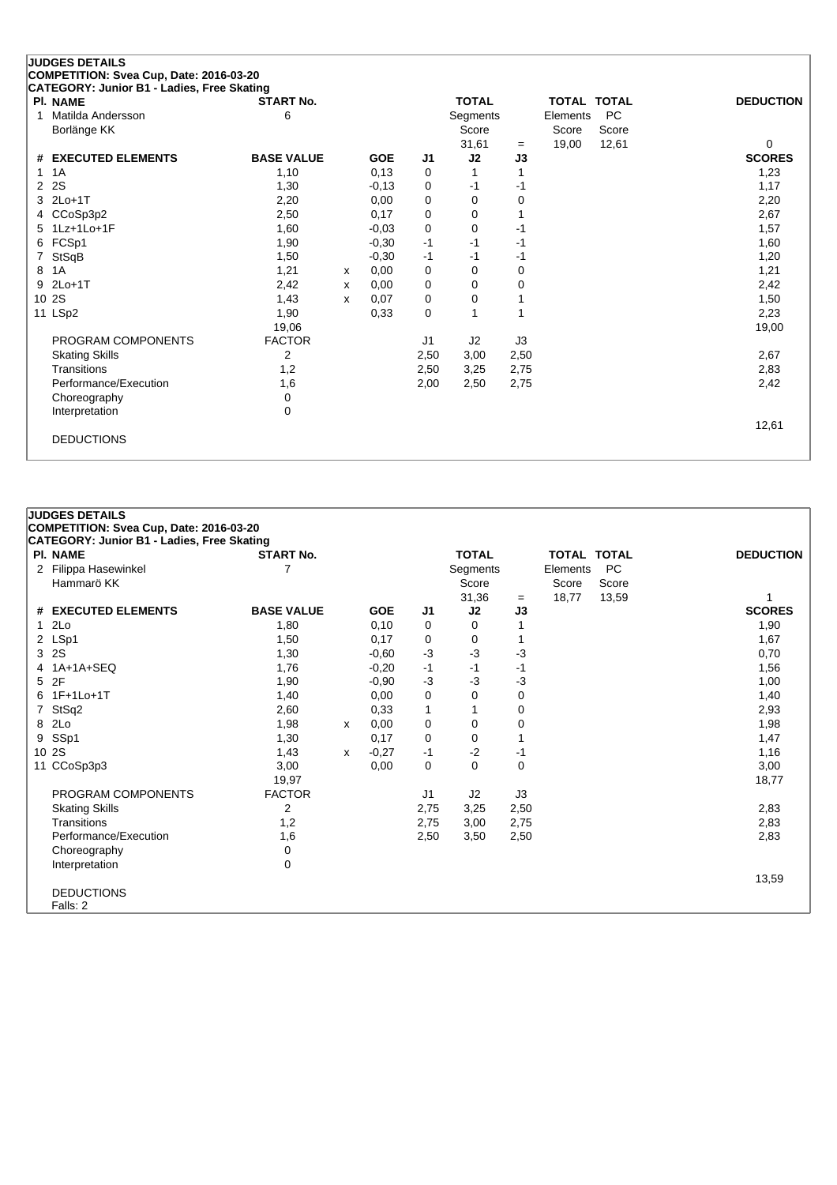## JUDGES DETAILS

**COMPETITION: Svea Cup, Date: 2016-03-20**

**CATEGORY: Junior B1 - Ladies, Free Skating**

| Pl. | NAME | START No. | TOTAL Segments Score | = | TOTAL Elements Score | TOTAL PC Score | DEDUCTION |
|---|---|---|---|---|---|---|---|
| 1 | Matilda Andersson<br>Borlänge KK | 6 | 31,61 | = | 19,00 | 12,61 | 0 |

| # | EXECUTED ELEMENTS | BASE VALUE | | GOE | J1 | J2 | J3 | SCORES |
|---|---|---|---|---|---|---|---|---|
| 1 | 1A | 1,10 | | 0,13 | 0 | 1 | 1 | 1,23 |
| 2 | 2S | 1,30 | | -0,13 | 0 | -1 | -1 | 1,17 |
| 3 | 2Lo+1T | 2,20 | | 0,00 | 0 | 0 | 0 | 2,20 |
| 4 | CCoSp3p2 | 2,50 | | 0,17 | 0 | 0 | 1 | 2,67 |
| 5 | 1Lz+1Lo+1F | 1,60 | | -0,03 | 0 | 0 | -1 | 1,57 |
| 6 | FCSp1 | 1,90 | | -0,30 | -1 | -1 | -1 | 1,60 |
| 7 | StSqB | 1,50 | | -0,30 | -1 | -1 | -1 | 1,20 |
| 8 | 1A | 1,21 | x | 0,00 | 0 | 0 | 0 | 1,21 |
| 9 | 2Lo+1T | 2,42 | x | 0,00 | 0 | 0 | 0 | 2,42 |
| 10 | 2S | 1,43 | x | 0,07 | 0 | 0 | 1 | 1,50 |
| 11 | LSp2 | 1,90 | | 0,33 | 0 | 1 | 1 | 2,23 |
| | | 19,06 | | | | | | 19,00 |

| PROGRAM COMPONENTS | FACTOR | J1 | J2 | J3 | |
|---|---|---|---|---|---|
| Skating Skills | 2 | 2,50 | 3,00 | 2,50 | 2,67 |
| Transitions | 1,2 | 2,50 | 3,25 | 2,75 | 2,83 |
| Performance/Execution | 1,6 | 2,00 | 2,50 | 2,75 | 2,42 |
| Choreography | 0 | | | | |
| Interpretation | 0 | | | | |
| | | | | | 12,61 |

DEDUCTIONS

## JUDGES DETAILS

**COMPETITION: Svea Cup, Date: 2016-03-20**

**CATEGORY: Junior B1 - Ladies, Free Skating**

| Pl. | NAME | START No. | TOTAL Segments Score | = | TOTAL Elements Score | TOTAL PC Score | DEDUCTION |
|---|---|---|---|---|---|---|---|
| 2 | Filippa Hasewinkel<br>Hammarö KK | 7 | 31,36 | = | 18,77 | 13,59 | 1 |

| # | EXECUTED ELEMENTS | BASE VALUE | | GOE | J1 | J2 | J3 | SCORES |
|---|---|---|---|---|---|---|---|---|
| 1 | 2Lo | 1,80 | | 0,10 | 0 | 0 | 1 | 1,90 |
| 2 | LSp1 | 1,50 | | 0,17 | 0 | 0 | 1 | 1,67 |
| 3 | 2S | 1,30 | | -0,60 | -3 | -3 | -3 | 0,70 |
| 4 | 1A+1A+SEQ | 1,76 | | -0,20 | -1 | -1 | -1 | 1,56 |
| 5 | 2F | 1,90 | | -0,90 | -3 | -3 | -3 | 1,00 |
| 6 | 1F+1Lo+1T | 1,40 | | 0,00 | 0 | 0 | 0 | 1,40 |
| 7 | StSq2 | 2,60 | | 0,33 | 1 | 1 | 0 | 2,93 |
| 8 | 2Lo | 1,98 | x | 0,00 | 0 | 0 | 0 | 1,98 |
| 9 | SSp1 | 1,30 | | 0,17 | 0 | 0 | 1 | 1,47 |
| 10 | 2S | 1,43 | x | -0,27 | -1 | -2 | -1 | 1,16 |
| 11 | CCoSp3p3 | 3,00 | | 0,00 | 0 | 0 | 0 | 3,00 |
| | | 19,97 | | | | | | 18,77 |

| PROGRAM COMPONENTS | FACTOR | J1 | J2 | J3 | |
|---|---|---|---|---|---|
| Skating Skills | 2 | 2,75 | 3,25 | 2,50 | 2,83 |
| Transitions | 1,2 | 2,75 | 3,00 | 2,75 | 2,83 |
| Performance/Execution | 1,6 | 2,50 | 3,50 | 2,50 | 2,83 |
| Choreography | 0 | | | | |
| Interpretation | 0 | | | | |
| | | | | | 13,59 |

DEDUCTIONS

Falls: 2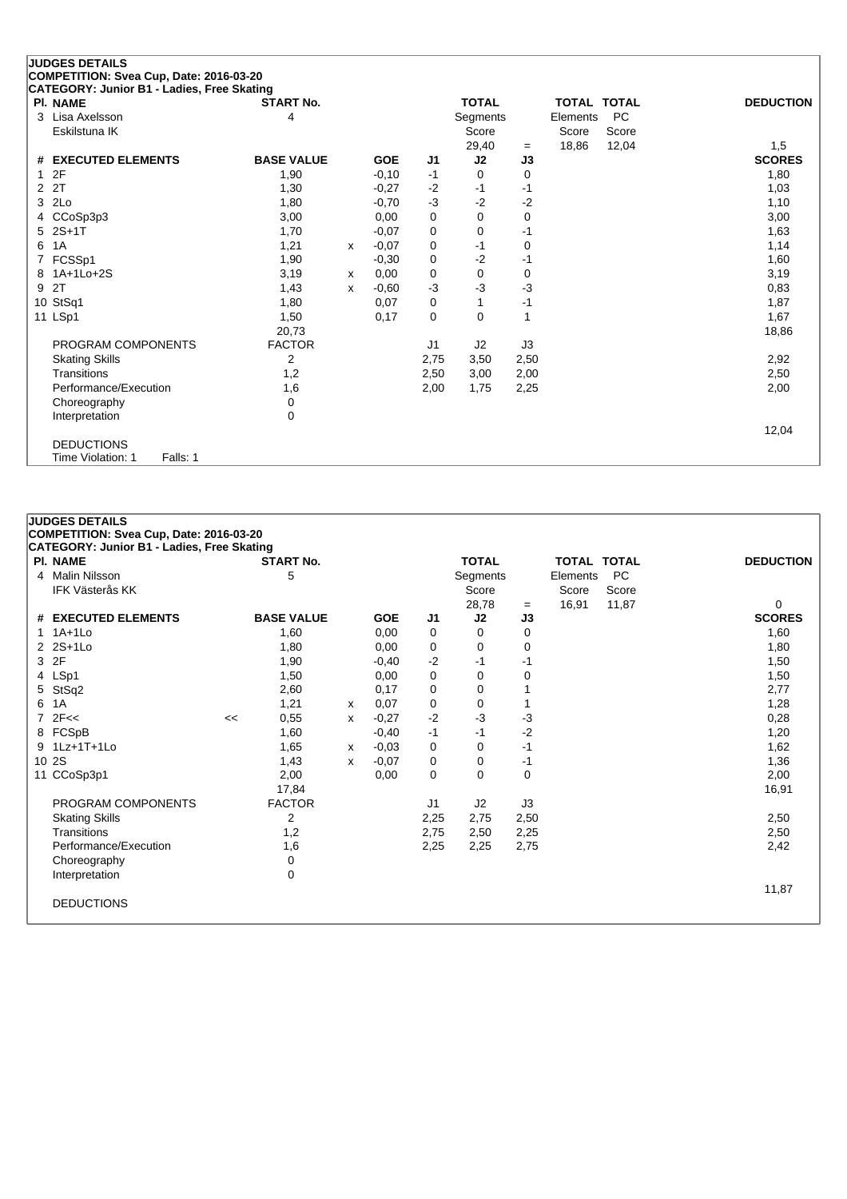## JUDGES DETAILS

**COMPETITION: Svea Cup, Date: 2016-03-20**
**CATEGORY: Junior B1 - Ladies, Free Skating**

| Pl. | NAME | START No. | TOTAL Segments Score | = | TOTAL Elements Score | TOTAL PC Score | DEDUCTION |
|---|---|---|---|---|---|---|---|
| 3 | Lisa Axelsson, Eskilstuna IK | 4 | 29,40 | = | 18,86 | 12,04 | 1,5 |

| # | EXECUTED ELEMENTS | | BASE VALUE | | GOE | J1 | J2 | J3 | SCORES |
|---|---|---|---|---|---|---|---|---|---|
| 1 | 2F | | 1,90 | | -0,10 | -1 | 0 | 0 | 1,80 |
| 2 | 2T | | 1,30 | | -0,27 | -2 | -1 | -1 | 1,03 |
| 3 | 2Lo | | 1,80 | | -0,70 | -3 | -2 | -2 | 1,10 |
| 4 | CCoSp3p3 | | 3,00 | | 0,00 | 0 | 0 | 0 | 3,00 |
| 5 | 2S+1T | | 1,70 | | -0,07 | 0 | 0 | -1 | 1,63 |
| 6 | 1A | | 1,21 | x | -0,07 | 0 | -1 | 0 | 1,14 |
| 7 | FCSSp1 | | 1,90 | | -0,30 | 0 | -2 | -1 | 1,60 |
| 8 | 1A+1Lo+2S | | 3,19 | x | 0,00 | 0 | 0 | 0 | 3,19 |
| 9 | 2T | | 1,43 | x | -0,60 | -3 | -3 | -3 | 0,83 |
| 10 | StSq1 | | 1,80 | | 0,07 | 0 | 1 | -1 | 1,87 |
| 11 | LSp1 | | 1,50 | | 0,17 | 0 | 0 | 1 | 1,67 |
| | | | 20,73 | | | | | | 18,86 |
| | PROGRAM COMPONENTS | | FACTOR | | | J1 | J2 | J3 | |
| | Skating Skills | | 2 | | | 2,75 | 3,50 | 2,50 | 2,92 |
| | Transitions | | 1,2 | | | 2,50 | 3,00 | 2,00 | 2,50 |
| | Performance/Execution | | 1,6 | | | 2,00 | 1,75 | 2,25 | 2,00 |
| | Choreography | | 0 | | | | | | |
| | Interpretation | | 0 | | | | | | |
| | | | | | | | | | 12,04 |
| | DEDUCTIONS | | | | | | | | |
| | Time Violation: 1 Falls: 1 | | | | | | | | |

## JUDGES DETAILS

**COMPETITION: Svea Cup, Date: 2016-03-20**
**CATEGORY: Junior B1 - Ladies, Free Skating**

| Pl. | NAME | START No. | TOTAL Segments Score | = | TOTAL Elements Score | TOTAL PC Score | DEDUCTION |
|---|---|---|---|---|---|---|---|
| 4 | Malin Nilsson, IFK Västerås KK | 5 | 28,78 | = | 16,91 | 11,87 | 0 |

| # | EXECUTED ELEMENTS | | BASE VALUE | | GOE | J1 | J2 | J3 | SCORES |
|---|---|---|---|---|---|---|---|---|---|
| 1 | 1A+1Lo | | 1,60 | | 0,00 | 0 | 0 | 0 | 1,60 |
| 2 | 2S+1Lo | | 1,80 | | 0,00 | 0 | 0 | 0 | 1,80 |
| 3 | 2F | | 1,90 | | -0,40 | -2 | -1 | -1 | 1,50 |
| 4 | LSp1 | | 1,50 | | 0,00 | 0 | 0 | 0 | 1,50 |
| 5 | StSq2 | | 2,60 | | 0,17 | 0 | 0 | 1 | 2,77 |
| 6 | 1A | | 1,21 | x | 0,07 | 0 | 0 | 1 | 1,28 |
| 7 | 2F<< | << | 0,55 | x | -0,27 | -2 | -3 | -3 | 0,28 |
| 8 | FCSpB | | 1,60 | | -0,40 | -1 | -1 | -2 | 1,20 |
| 9 | 1Lz+1T+1Lo | | 1,65 | x | -0,03 | 0 | 0 | -1 | 1,62 |
| 10 | 2S | | 1,43 | x | -0,07 | 0 | 0 | -1 | 1,36 |
| 11 | CCoSp3p1 | | 2,00 | | 0,00 | 0 | 0 | 0 | 2,00 |
| | | | 17,84 | | | | | | 16,91 |
| | PROGRAM COMPONENTS | | FACTOR | | | J1 | J2 | J3 | |
| | Skating Skills | | 2 | | | 2,25 | 2,75 | 2,50 | 2,50 |
| | Transitions | | 1,2 | | | 2,75 | 2,50 | 2,25 | 2,50 |
| | Performance/Execution | | 1,6 | | | 2,25 | 2,25 | 2,75 | 2,42 |
| | Choreography | | 0 | | | | | | |
| | Interpretation | | 0 | | | | | | |
| | | | | | | | | | 11,87 |
| | DEDUCTIONS | | | | | | | | |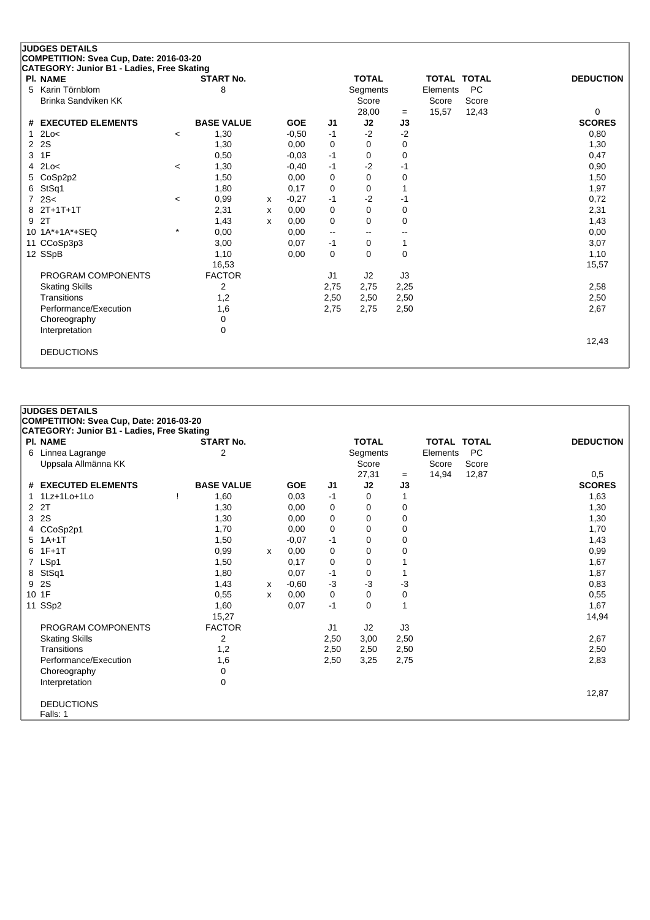**JUDGES DETAILS**
**COMPETITION: Svea Cup, Date: 2016-03-20**
**CATEGORY: Junior B1 - Ladies, Free Skating**

| Pl. | NAME | START No. | TOTAL Segments Score | = | TOTAL Elements Score | TOTAL PC Score | DEDUCTION |
|---|---|---|---|---|---|---|---|
| 5 | Karin Törnblom<br>Brinka Sandviken KK | 8 | 28,00 | = | 15,57 | 12,43 | 0 |

| # | EXECUTED ELEMENTS | | BASE VALUE | | GOE | J1 | J2 | J3 | SCORES |
|---|---|---|---|---|---|---|---|---|---|
| 1 | 2Lo< | < | 1,30 | | -0,50 | -1 | -2 | -2 | 0,80 |
| 2 | 2S | | 1,30 | | 0,00 | 0 | 0 | 0 | 1,30 |
| 3 | 1F | | 0,50 | | -0,03 | -1 | 0 | 0 | 0,47 |
| 4 | 2Lo< | < | 1,30 | | -0,40 | -1 | -2 | -1 | 0,90 |
| 5 | CoSp2p2 | | 1,50 | | 0,00 | 0 | 0 | 0 | 1,50 |
| 6 | StSq1 | | 1,80 | | 0,17 | 0 | 0 | 1 | 1,97 |
| 7 | 2S< | < | 0,99 | x | -0,27 | -1 | -2 | -1 | 0,72 |
| 8 | 2T+1T+1T | | 2,31 | x | 0,00 | 0 | 0 | 0 | 2,31 |
| 9 | 2T | | 1,43 | x | 0,00 | 0 | 0 | 0 | 1,43 |
| 10 | 1A*+1A*+SEQ | * | 0,00 | | 0,00 | -- | -- | -- | 0,00 |
| 11 | CCoSp3p3 | | 3,00 | | 0,07 | -1 | 0 | 1 | 3,07 |
| 12 | SSpB | | 1,10 | | 0,00 | 0 | 0 | 0 | 1,10 |
| | | | 16,53 | | | | | | 15,57 |

| PROGRAM COMPONENTS | FACTOR | J1 | J2 | J3 | |
|---|---|---|---|---|---|
| Skating Skills | 2 | 2,75 | 2,75 | 2,25 | 2,58 |
| Transitions | 1,2 | 2,50 | 2,50 | 2,50 | 2,50 |
| Performance/Execution | 1,6 | 2,75 | 2,75 | 2,50 | 2,67 |
| Choreography | 0 | | | | |
| Interpretation | 0 | | | | |
| | | | | | 12,43 |

DEDUCTIONS

**JUDGES DETAILS**
**COMPETITION: Svea Cup, Date: 2016-03-20**
**CATEGORY: Junior B1 - Ladies, Free Skating**

| Pl. | NAME | START No. | TOTAL Segments Score | = | TOTAL Elements Score | TOTAL PC Score | DEDUCTION |
|---|---|---|---|---|---|---|---|
| 6 | Linnea Lagrange<br>Uppsala Allmänna KK | 2 | 27,31 | = | 14,94 | 12,87 | 0,5 |

| # | EXECUTED ELEMENTS | | BASE VALUE | | GOE | J1 | J2 | J3 | SCORES |
|---|---|---|---|---|---|---|---|---|---|
| 1 | 1Lz+1Lo+1Lo | ! | 1,60 | | 0,03 | -1 | 0 | 1 | 1,63 |
| 2 | 2T | | 1,30 | | 0,00 | 0 | 0 | 0 | 1,30 |
| 3 | 2S | | 1,30 | | 0,00 | 0 | 0 | 0 | 1,30 |
| 4 | CCoSp2p1 | | 1,70 | | 0,00 | 0 | 0 | 0 | 1,70 |
| 5 | 1A+1T | | 1,50 | | -0,07 | -1 | 0 | 0 | 1,43 |
| 6 | 1F+1T | | 0,99 | x | 0,00 | 0 | 0 | 0 | 0,99 |
| 7 | LSp1 | | 1,50 | | 0,17 | 0 | 0 | 1 | 1,67 |
| 8 | StSq1 | | 1,80 | | 0,07 | -1 | 0 | 1 | 1,87 |
| 9 | 2S | | 1,43 | x | -0,60 | -3 | -3 | -3 | 0,83 |
| 10 | 1F | | 0,55 | x | 0,00 | 0 | 0 | 0 | 0,55 |
| 11 | SSp2 | | 1,60 | | 0,07 | -1 | 0 | 1 | 1,67 |
| | | | 15,27 | | | | | | 14,94 |

| PROGRAM COMPONENTS | FACTOR | J1 | J2 | J3 | |
|---|---|---|---|---|---|
| Skating Skills | 2 | 2,50 | 3,00 | 2,50 | 2,67 |
| Transitions | 1,2 | 2,50 | 2,50 | 2,50 | 2,50 |
| Performance/Execution | 1,6 | 2,50 | 3,25 | 2,75 | 2,83 |
| Choreography | 0 | | | | |
| Interpretation | 0 | | | | |
| | | | | | 12,87 |

DEDUCTIONS
Falls: 1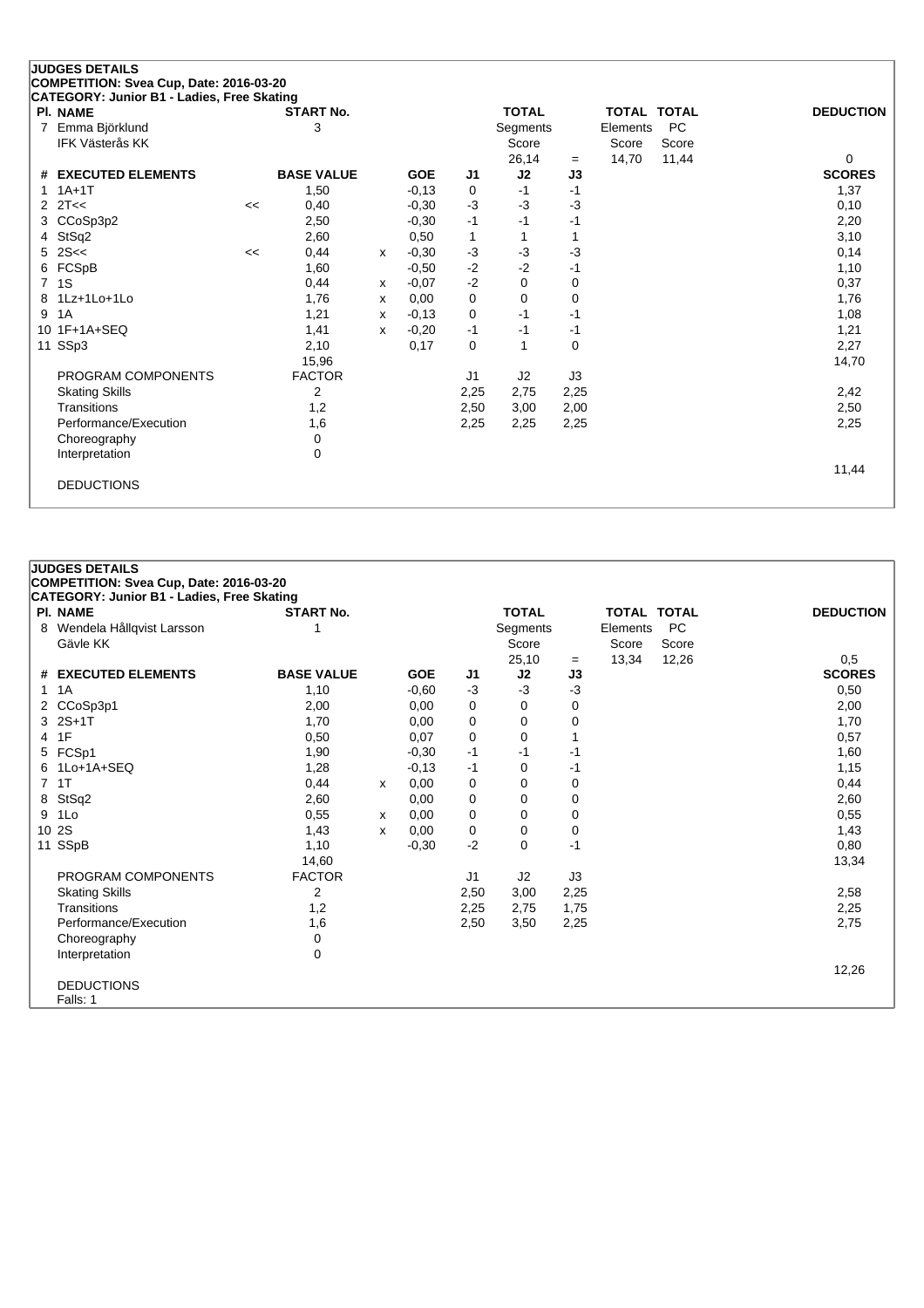**JUDGES DETAILS**
**COMPETITION: Svea Cup, Date: 2016-03-20**
**CATEGORY: Junior B1 - Ladies, Free Skating**

| Pl. NAME | | START No. | | | | TOTAL | | TOTAL | TOTAL | DEDUCTION |
|---|---|---|---|---|---|---|---|---|---|---|
| 7 Emma Björklund | | 3 | | | | Segments | | Elements | PC | |
| IFK Västerås KK | | | | | | Score | | Score | Score | |
| | | | | | | 26,14 | = | 14,70 | 11,44 | 0 |

| # | EXECUTED ELEMENTS | | BASE VALUE | | GOE | J1 | J2 | J3 | SCORES |
|---|---|---|---|---|---|---|---|---|---|
| 1 | 1A+1T | | 1,50 | | -0,13 | 0 | -1 | -1 | 1,37 |
| 2 | 2T<< | << | 0,40 | | -0,30 | -3 | -3 | -3 | 0,10 |
| 3 | CCoSp3p2 | | 2,50 | | -0,30 | -1 | -1 | -1 | 2,20 |
| 4 | StSq2 | | 2,60 | | 0,50 | 1 | 1 | 1 | 3,10 |
| 5 | 2S<< | << | 0,44 | x | -0,30 | -3 | -3 | -3 | 0,14 |
| 6 | FCSpB | | 1,60 | | -0,50 | -2 | -2 | -1 | 1,10 |
| 7 | 1S | | 0,44 | x | -0,07 | -2 | 0 | 0 | 0,37 |
| 8 | 1Lz+1Lo+1Lo | | 1,76 | x | 0,00 | 0 | 0 | 0 | 1,76 |
| 9 | 1A | | 1,21 | x | -0,13 | 0 | -1 | -1 | 1,08 |
| 10 | 1F+1A+SEQ | | 1,41 | x | -0,20 | -1 | -1 | -1 | 1,21 |
| 11 | SSp3 | | 2,10 | | 0,17 | 0 | 1 | 0 | 2,27 |
| | | | 15,96 | | | | | | 14,70 |
| | PROGRAM COMPONENTS | | FACTOR | | | J1 | J2 | J3 | |
| | Skating Skills | | 2 | | | 2,25 | 2,75 | 2,25 | 2,42 |
| | Transitions | | 1,2 | | | 2,50 | 3,00 | 2,00 | 2,50 |
| | Performance/Execution | | 1,6 | | | 2,25 | 2,25 | 2,25 | 2,25 |
| | Choreography | | 0 | | | | | | |
| | Interpretation | | 0 | | | | | | |
| | | | | | | | | | 11,44 |
| | DEDUCTIONS | | | | | | | | |

**JUDGES DETAILS**
**COMPETITION: Svea Cup, Date: 2016-03-20**
**CATEGORY: Junior B1 - Ladies, Free Skating**

| Pl. NAME | START No. | | | | TOTAL | | TOTAL | TOTAL | DEDUCTION |
|---|---|---|---|---|---|---|---|---|---|
| 8 Wendela Hållqvist Larsson | 1 | | | | Segments | | Elements | PC | |
| Gävle KK | | | | | Score | | Score | Score | |
| | | | | | 25,10 | = | 13,34 | 12,26 | 0,5 |

| # | EXECUTED ELEMENTS | BASE VALUE | | GOE | J1 | J2 | J3 | SCORES |
|---|---|---|---|---|---|---|---|---|
| 1 | 1A | 1,10 | | -0,60 | -3 | -3 | -3 | 0,50 |
| 2 | CCoSp3p1 | 2,00 | | 0,00 | 0 | 0 | 0 | 2,00 |
| 3 | 2S+1T | 1,70 | | 0,00 | 0 | 0 | 0 | 1,70 |
| 4 | 1F | 0,50 | | 0,07 | 0 | 0 | 1 | 0,57 |
| 5 | FCSp1 | 1,90 | | -0,30 | -1 | -1 | -1 | 1,60 |
| 6 | 1Lo+1A+SEQ | 1,28 | | -0,13 | -1 | 0 | -1 | 1,15 |
| 7 | 1T | 0,44 | x | 0,00 | 0 | 0 | 0 | 0,44 |
| 8 | StSq2 | 2,60 | | 0,00 | 0 | 0 | 0 | 2,60 |
| 9 | 1Lo | 0,55 | x | 0,00 | 0 | 0 | 0 | 0,55 |
| 10 | 2S | 1,43 | x | 0,00 | 0 | 0 | 0 | 1,43 |
| 11 | SSpB | 1,10 | | -0,30 | -2 | 0 | -1 | 0,80 |
| | | 14,60 | | | | | | 13,34 |
| | PROGRAM COMPONENTS | FACTOR | | | J1 | J2 | J3 | |
| | Skating Skills | 2 | | | 2,50 | 3,00 | 2,25 | 2,58 |
| | Transitions | 1,2 | | | 2,25 | 2,75 | 1,75 | 2,25 |
| | Performance/Execution | 1,6 | | | 2,50 | 3,50 | 2,25 | 2,75 |
| | Choreography | 0 | | | | | | |
| | Interpretation | 0 | | | | | | |
| | | | | | | | | 12,26 |
| | DEDUCTIONS | | | | | | | |
| | Falls: 1 | | | | | | | |